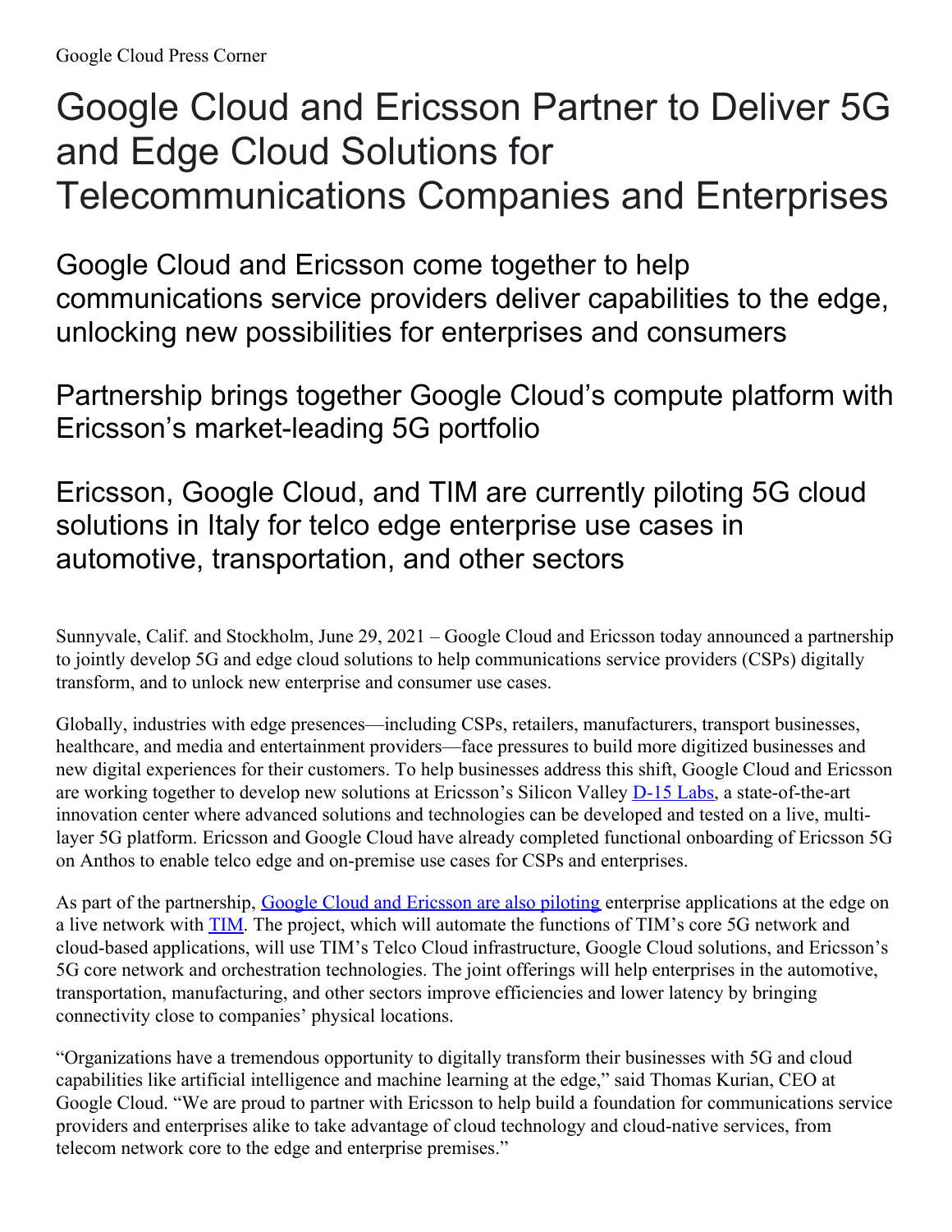Google Cloud Press Corner

# Google Cloud and Ericsson Partner to Deliver 5G and Edge Cloud Solutions for Telecommunications Companies and Enterprises

## Google Cloud and Ericsson come together to help communications service providers deliver capabilities to the edge, unlocking new possibilities for enterprises and consumers

## Partnership brings together Google Cloud's compute platform with Ericsson's market-leading 5G portfolio

## Ericsson, Google Cloud, and TIM are currently piloting 5G cloud solutions in Italy for telco edge enterprise use cases in automotive, transportation, and other sectors

Sunnyvale, Calif. and Stockholm, June 29, 2021 – Google Cloud and Ericsson today announced a partnership to jointly develop 5G and edge cloud solutions to help communications service providers (CSPs) digitally transform, and to unlock new enterprise and consumer use cases.

Globally, industries with edge presences—including CSPs, retailers, manufacturers, transport businesses, healthcare, and media and entertainment providers—face pressures to build more digitized businesses and new digital experiences for their customers. To help businesses address this shift, Google Cloud and Ericsson are working together to develop new solutions at Ericsson's Silicon Valley D-15 Labs, a state-of-the-art innovation center where advanced solutions and technologies can be developed and tested on a live, multi-layer 5G platform. Ericsson and Google Cloud have already completed functional onboarding of Ericsson 5G on Anthos to enable telco edge and on-premise use cases for CSPs and enterprises.

As part of the partnership, Google Cloud and Ericsson are also piloting enterprise applications at the edge on a live network with TIM. The project, which will automate the functions of TIM's core 5G network and cloud-based applications, will use TIM's Telco Cloud infrastructure, Google Cloud solutions, and Ericsson's 5G core network and orchestration technologies. The joint offerings will help enterprises in the automotive, transportation, manufacturing, and other sectors improve efficiencies and lower latency by bringing connectivity close to companies' physical locations.

"Organizations have a tremendous opportunity to digitally transform their businesses with 5G and cloud capabilities like artificial intelligence and machine learning at the edge," said Thomas Kurian, CEO at Google Cloud. "We are proud to partner with Ericsson to help build a foundation for communications service providers and enterprises alike to take advantage of cloud technology and cloud-native services, from telecom network core to the edge and enterprise premises."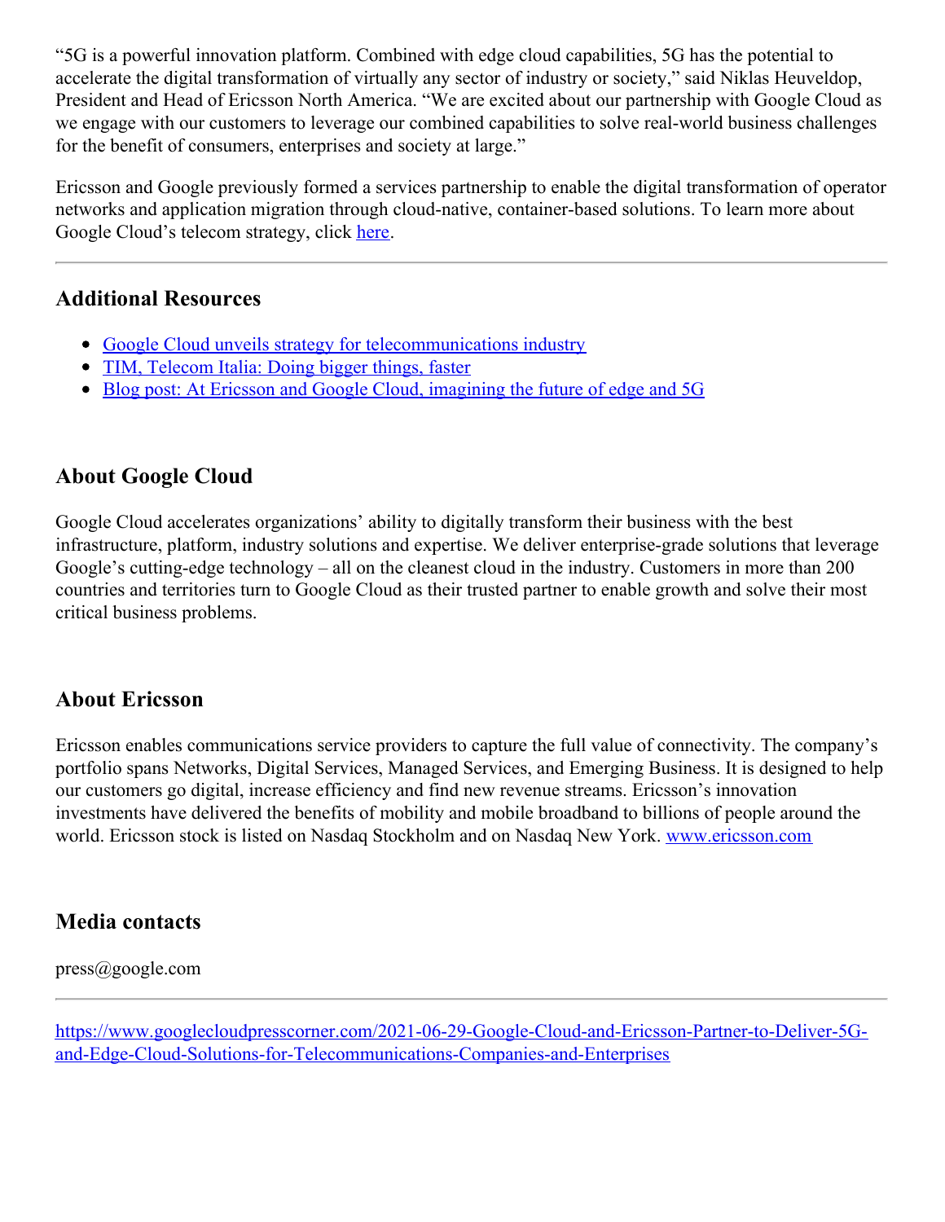"5G is a powerful innovation platform. Combined with edge cloud capabilities, 5G has the potential to accelerate the digital transformation of virtually any sector of industry or society," said Niklas Heuveldop, President and Head of Ericsson North America. "We are excited about our partnership with Google Cloud as we engage with our customers to leverage our combined capabilities to solve real-world business challenges for the benefit of consumers, enterprises and society at large."

Ericsson and Google previously formed a services partnership to enable the digital transformation of operator networks and application migration through cloud-native, container-based solutions. To learn more about Google Cloud's telecom strategy, click here.

---

## Additional Resources

- Google Cloud unveils strategy for telecommunications industry
- TIM, Telecom Italia: Doing bigger things, faster
- Blog post: At Ericsson and Google Cloud, imagining the future of edge and 5G

## About Google Cloud

Google Cloud accelerates organizations' ability to digitally transform their business with the best infrastructure, platform, industry solutions and expertise. We deliver enterprise-grade solutions that leverage Google's cutting-edge technology – all on the cleanest cloud in the industry. Customers in more than 200 countries and territories turn to Google Cloud as their trusted partner to enable growth and solve their most critical business problems.

## About Ericsson

Ericsson enables communications service providers to capture the full value of connectivity. The company's portfolio spans Networks, Digital Services, Managed Services, and Emerging Business. It is designed to help our customers go digital, increase efficiency and find new revenue streams. Ericsson's innovation investments have delivered the benefits of mobility and mobile broadband to billions of people around the world. Ericsson stock is listed on Nasdaq Stockholm and on Nasdaq New York. www.ericsson.com

## Media contacts

press@google.com

---

https://www.googlecloudpresscorner.com/2021-06-29-Google-Cloud-and-Ericsson-Partner-to-Deliver-5G-and-Edge-Cloud-Solutions-for-Telecommunications-Companies-and-Enterprises